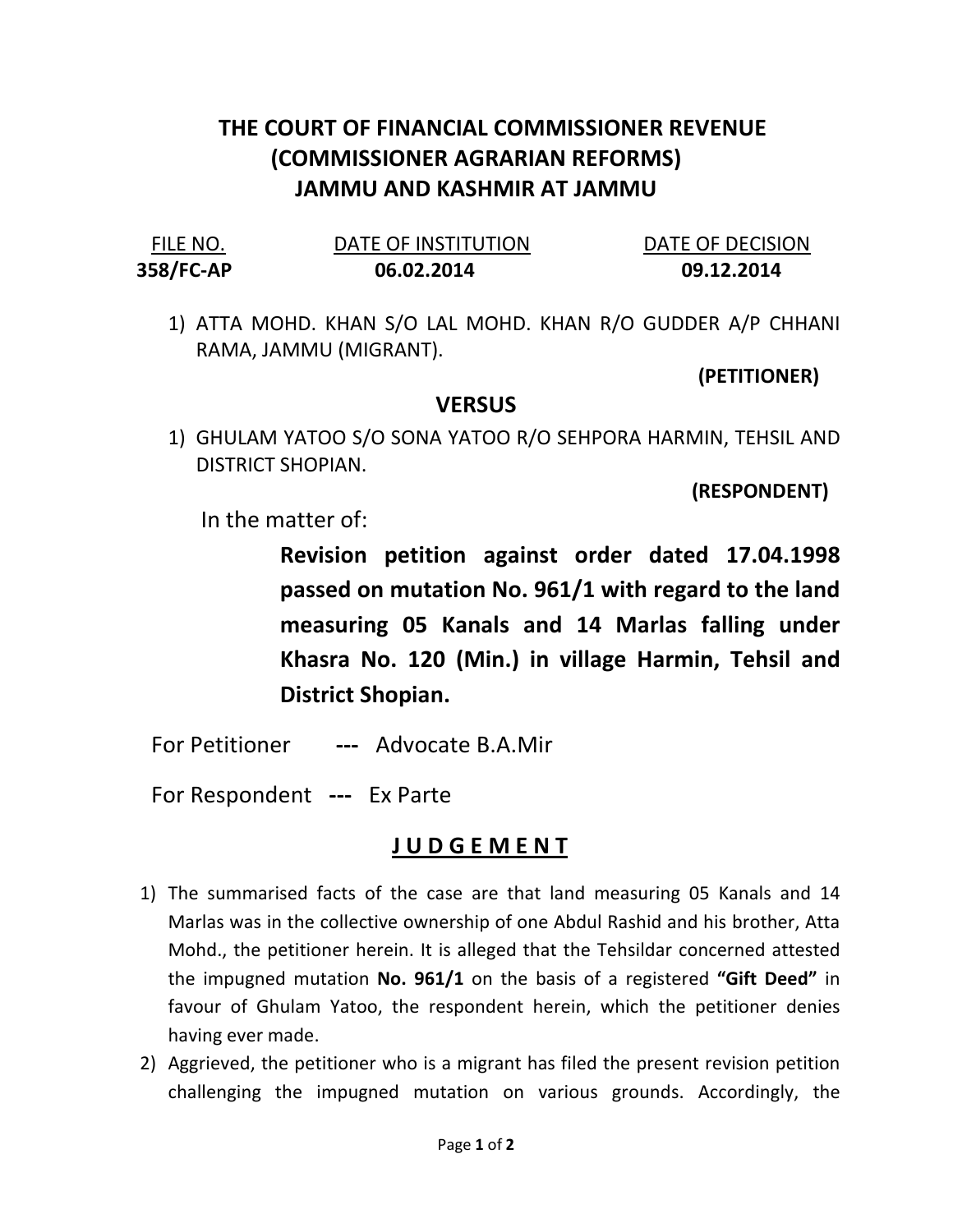# THE COURT OF FINANCIAL COMMISSIONER REVENUE (COMMISSIONER AGRARIAN REFORMS) JAMMU AND KASHMIR AT JAMMU

| FILE NO. | DATE OF INSTITUTION | DATE OF DECISION |
| --- | --- | --- |
| **358/FC-AP** | **06.02.2014** | **09.12.2014** |

1) ATTA MOHD. KHAN S/O LAL MOHD. KHAN R/O GUDDER A/P CHHANI RAMA, JAMMU (MIGRANT).

**(PETITIONER)**

**VERSUS**

1) GHULAM YATOO S/O SONA YATOO R/O SEHPORA HARMIN, TEHSIL AND DISTRICT SHOPIAN.

**(RESPONDENT)**

In the matter of:

**Revision petition against order dated 17.04.1998 passed on mutation No. 961/1 with regard to the land measuring 05 Kanals and 14 Marlas falling under Khasra No. 120 (Min.) in village Harmin, Tehsil and District Shopian.**

For Petitioner --- Advocate B.A.Mir

For Respondent --- Ex Parte

## J U D G E M E N T

1) The summarised facts of the case are that land measuring 05 Kanals and 14 Marlas was in the collective ownership of one Abdul Rashid and his brother, Atta Mohd., the petitioner herein. It is alleged that the Tehsildar concerned attested the impugned mutation **No. 961/1** on the basis of a registered **"Gift Deed"** in favour of Ghulam Yatoo, the respondent herein, which the petitioner denies having ever made.
2) Aggrieved, the petitioner who is a migrant has filed the present revision petition challenging the impugned mutation on various grounds. Accordingly, the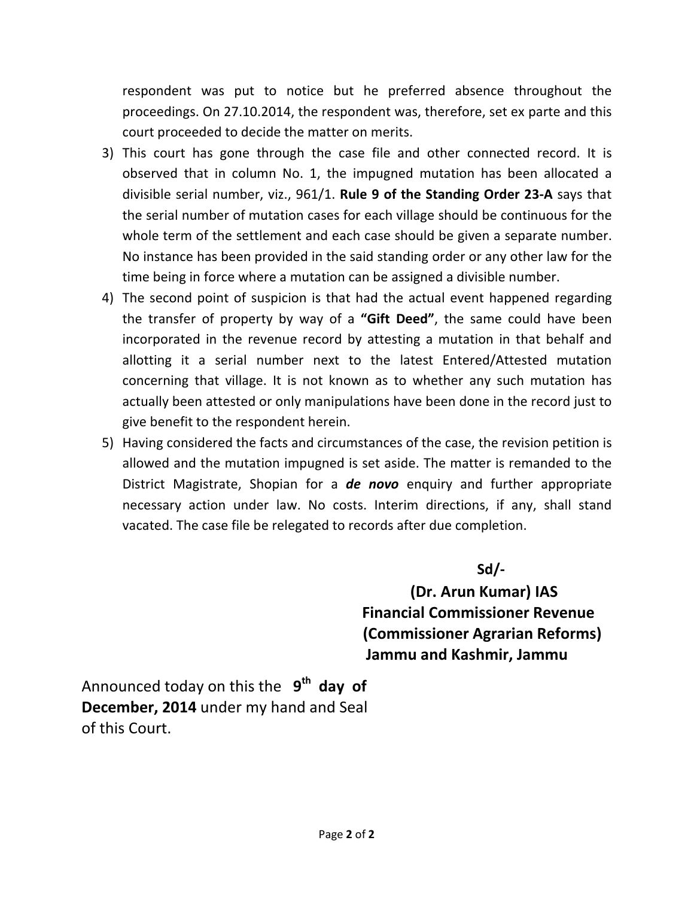respondent was put to notice but he preferred absence throughout the proceedings. On 27.10.2014, the respondent was, therefore, set ex parte and this court proceeded to decide the matter on merits.

3) This court has gone through the case file and other connected record. It is observed that in column No. 1, the impugned mutation has been allocated a divisible serial number, viz., 961/1. **Rule 9 of the Standing Order 23-A** says that the serial number of mutation cases for each village should be continuous for the whole term of the settlement and each case should be given a separate number. No instance has been provided in the said standing order or any other law for the time being in force where a mutation can be assigned a divisible number.
4) The second point of suspicion is that had the actual event happened regarding the transfer of property by way of a **"Gift Deed"**, the same could have been incorporated in the revenue record by attesting a mutation in that behalf and allotting it a serial number next to the latest Entered/Attested mutation concerning that village. It is not known as to whether any such mutation has actually been attested or only manipulations have been done in the record just to give benefit to the respondent herein.
5) Having considered the facts and circumstances of the case, the revision petition is allowed and the mutation impugned is set aside. The matter is remanded to the District Magistrate, Shopian for a ***de novo*** enquiry and further appropriate necessary action under law. No costs. Interim directions, if any, shall stand vacated. The case file be relegated to records after due completion.

**Sd/-**

**(Dr. Arun Kumar) IAS**
**Financial Commissioner Revenue**
**(Commissioner Agrarian Reforms)**
**Jammu and Kashmir, Jammu**

Announced today on this the **9th day of December, 2014** under my hand and Seal of this Court.